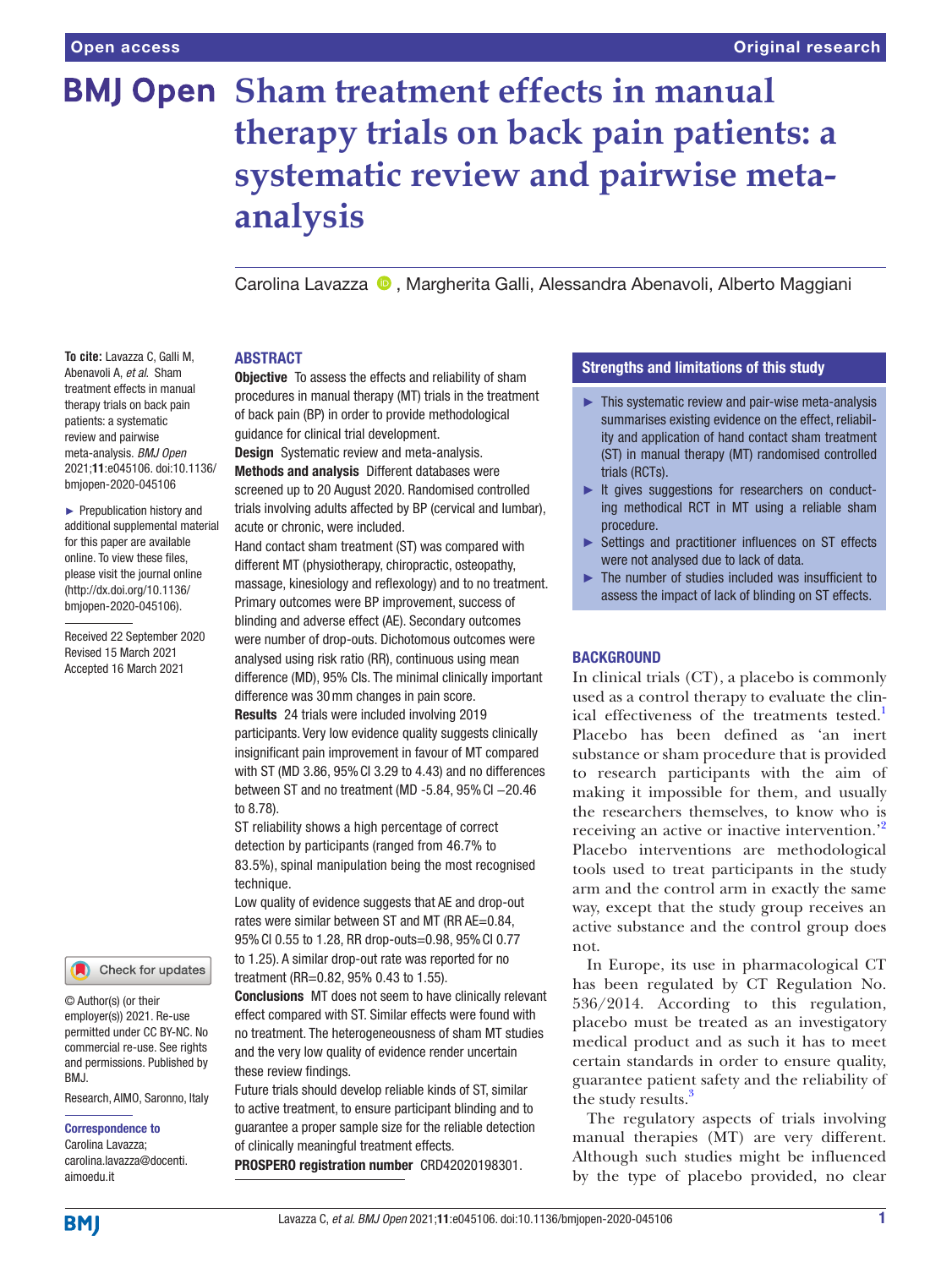# Sham treatment effects in manual therapy trials on back pain patients: a systematic review and pairwise meta-analysis

Carolina Lavazza, Margherita Galli, Alessandra Abenavoli, Alberto Maggiani

**To cite:** Lavazza C, Galli M, Abenavoli A, *et al*. Sham treatment effects in manual therapy trials on back pain patients: a systematic review and pairwise meta-analysis. *BMJ Open* 2021;**11**:e045106. doi:10.1136/bmjopen-2020-045106

► Prepublication history and additional supplemental material for this paper are available online. To view these files, please visit the journal online (http://dx.doi.org/10.1136/bmjopen-2020-045106).

Received 22 September 2020
Revised 15 March 2021
Accepted 16 March 2021

© Author(s) (or their employer(s)) 2021. Re-use permitted under CC BY-NC. No commercial re-use. See rights and permissions. Published by BMJ.

Research, AIMO, Saronno, Italy

**Correspondence to**
Carolina Lavazza;
carolina.lavazza@docenti.aimoedu.it

## ABSTRACT

**Objective** To assess the effects and reliability of sham procedures in manual therapy (MT) trials in the treatment of back pain (BP) in order to provide methodological guidance for clinical trial development.

**Design** Systematic review and meta-analysis.

**Methods and analysis** Different databases were screened up to 20 August 2020. Randomised controlled trials involving adults affected by BP (cervical and lumbar), acute or chronic, were included.

Hand contact sham treatment (ST) was compared with different MT (physiotherapy, chiropractic, osteopathy, massage, kinesiology and reflexology) and to no treatment. Primary outcomes were BP improvement, success of blinding and adverse effect (AE). Secondary outcomes were number of drop-outs. Dichotomous outcomes were analysed using risk ratio (RR), continuous using mean difference (MD), 95% CIs. The minimal clinically important difference was 30 mm changes in pain score.

**Results** 24 trials were included involving 2019 participants. Very low evidence quality suggests clinically insignificant pain improvement in favour of MT compared with ST (MD 3.86, 95% CI 3.29 to 4.43) and no differences between ST and no treatment (MD -5.84, 95% CI −20.46 to 8.78).

ST reliability shows a high percentage of correct detection by participants (ranged from 46.7% to 83.5%), spinal manipulation being the most recognised technique.

Low quality of evidence suggests that AE and drop-out rates were similar between ST and MT (RR AE=0.84, 95% CI 0.55 to 1.28, RR drop-outs=0.98, 95% CI 0.77 to 1.25). A similar drop-out rate was reported for no treatment (RR=0.82, 95% 0.43 to 1.55).

**Conclusions** MT does not seem to have clinically relevant effect compared with ST. Similar effects were found with no treatment. The heterogeneousness of sham MT studies and the very low quality of evidence render uncertain these review findings.

Future trials should develop reliable kinds of ST, similar to active treatment, to ensure participant blinding and to guarantee a proper sample size for the reliable detection of clinically meaningful treatment effects.

**PROSPERO registration number** CRD42020198301.

## Strengths and limitations of this study

- ► This systematic review and pair-wise meta-analysis summarises existing evidence on the effect, reliability and application of hand contact sham treatment (ST) in manual therapy (MT) randomised controlled trials (RCTs).
- ► It gives suggestions for researchers on conducting methodical RCT in MT using a reliable sham procedure.
- ► Settings and practitioner influences on ST effects were not analysed due to lack of data.
- ► The number of studies included was insufficient to assess the impact of lack of blinding on ST effects.

## BACKGROUND

In clinical trials (CT), a placebo is commonly used as a control therapy to evaluate the clinical effectiveness of the treatments tested.[1] Placebo has been defined as 'an inert substance or sham procedure that is provided to research participants with the aim of making it impossible for them, and usually the researchers themselves, to know who is receiving an active or inactive intervention.'[2] Placebo interventions are methodological tools used to treat participants in the study arm and the control arm in exactly the same way, except that the study group receives an active substance and the control group does not.

In Europe, its use in pharmacological CT has been regulated by CT Regulation No. 536/2014. According to this regulation, placebo must be treated as an investigatory medical product and as such it has to meet certain standards in order to ensure quality, guarantee patient safety and the reliability of the study results.[3]

The regulatory aspects of trials involving manual therapies (MT) are very different. Although such studies might be influenced by the type of placebo provided, no clear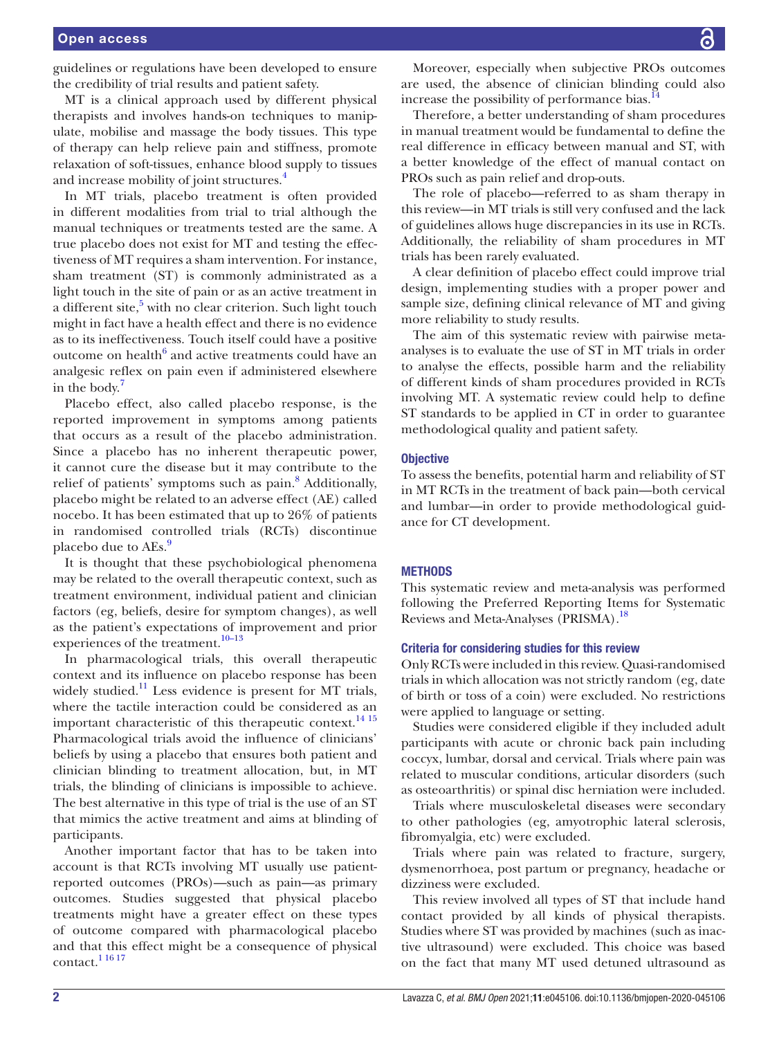guidelines or regulations have been developed to ensure the credibility of trial results and patient safety.

MT is a clinical approach used by different physical therapists and involves hands-on techniques to manipulate, mobilise and massage the body tissues. This type of therapy can help relieve pain and stiffness, promote relaxation of soft-tissues, enhance blood supply to tissues and increase mobility of joint structures.[4]

In MT trials, placebo treatment is often provided in different modalities from trial to trial although the manual techniques or treatments tested are the same. A true placebo does not exist for MT and testing the effectiveness of MT requires a sham intervention. For instance, sham treatment (ST) is commonly administrated as a light touch in the site of pain or as an active treatment in a different site,[5] with no clear criterion. Such light touch might in fact have a health effect and there is no evidence as to its ineffectiveness. Touch itself could have a positive outcome on health[6] and active treatments could have an analgesic reflex on pain even if administered elsewhere in the body.[7]

Placebo effect, also called placebo response, is the reported improvement in symptoms among patients that occurs as a result of the placebo administration. Since a placebo has no inherent therapeutic power, it cannot cure the disease but it may contribute to the relief of patients' symptoms such as pain.[8] Additionally, placebo might be related to an adverse effect (AE) called nocebo. It has been estimated that up to 26% of patients in randomised controlled trials (RCTs) discontinue placebo due to AEs.[9]

It is thought that these psychobiological phenomena may be related to the overall therapeutic context, such as treatment environment, individual patient and clinician factors (eg, beliefs, desire for symptom changes), as well as the patient's expectations of improvement and prior experiences of the treatment.[10–13]

In pharmacological trials, this overall therapeutic context and its influence on placebo response has been widely studied.[11] Less evidence is present for MT trials, where the tactile interaction could be considered as an important characteristic of this therapeutic context.[14 15] Pharmacological trials avoid the influence of clinicians' beliefs by using a placebo that ensures both patient and clinician blinding to treatment allocation, but, in MT trials, the blinding of clinicians is impossible to achieve. The best alternative in this type of trial is the use of an ST that mimics the active treatment and aims at blinding of participants.

Another important factor that has to be taken into account is that RCTs involving MT usually use patient-reported outcomes (PROs)—such as pain—as primary outcomes. Studies suggested that physical placebo treatments might have a greater effect on these types of outcome compared with pharmacological placebo and that this effect might be a consequence of physical contact.[1 16 17]

Moreover, especially when subjective PROs outcomes are used, the absence of clinician blinding could also increase the possibility of performance bias.[14]

Therefore, a better understanding of sham procedures in manual treatment would be fundamental to define the real difference in efficacy between manual and ST, with a better knowledge of the effect of manual contact on PROs such as pain relief and drop-outs.

The role of placebo—referred to as sham therapy in this review—in MT trials is still very confused and the lack of guidelines allows huge discrepancies in its use in RCTs. Additionally, the reliability of sham procedures in MT trials has been rarely evaluated.

A clear definition of placebo effect could improve trial design, implementing studies with a proper power and sample size, defining clinical relevance of MT and giving more reliability to study results.

The aim of this systematic review with pairwise meta-analyses is to evaluate the use of ST in MT trials in order to analyse the effects, possible harm and the reliability of different kinds of sham procedures provided in RCTs involving MT. A systematic review could help to define ST standards to be applied in CT in order to guarantee methodological quality and patient safety.

### Objective

To assess the benefits, potential harm and reliability of ST in MT RCTs in the treatment of back pain—both cervical and lumbar—in order to provide methodological guidance for CT development.

## METHODS

This systematic review and meta-analysis was performed following the Preferred Reporting Items for Systematic Reviews and Meta-Analyses (PRISMA).[18]

### Criteria for considering studies for this review

Only RCTs were included in this review. Quasi-randomised trials in which allocation was not strictly random (eg, date of birth or toss of a coin) were excluded. No restrictions were applied to language or setting.

Studies were considered eligible if they included adult participants with acute or chronic back pain including coccyx, lumbar, dorsal and cervical. Trials where pain was related to muscular conditions, articular disorders (such as osteoarthritis) or spinal disc herniation were included.

Trials where musculoskeletal diseases were secondary to other pathologies (eg, amyotrophic lateral sclerosis, fibromyalgia, etc) were excluded.

Trials where pain was related to fracture, surgery, dysmenorrhoea, post partum or pregnancy, headache or dizziness were excluded.

This review involved all types of ST that include hand contact provided by all kinds of physical therapists. Studies where ST was provided by machines (such as inactive ultrasound) were excluded. This choice was based on the fact that many MT used detuned ultrasound as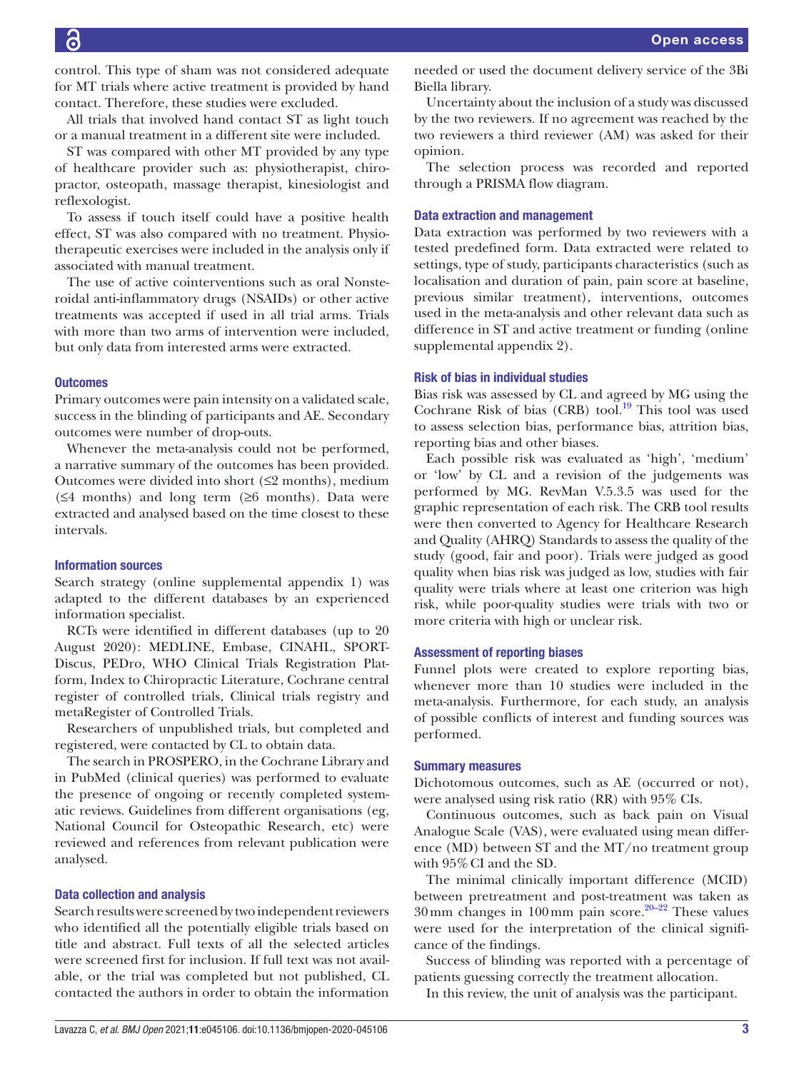control. This type of sham was not considered adequate for MT trials where active treatment is provided by hand contact. Therefore, these studies were excluded.

All trials that involved hand contact ST as light touch or a manual treatment in a different site were included.

ST was compared with other MT provided by any type of healthcare provider such as: physiotherapist, chiropractor, osteopath, massage therapist, kinesiologist and reflexologist.

To assess if touch itself could have a positive health effect, ST was also compared with no treatment. Physiotherapeutic exercises were included in the analysis only if associated with manual treatment.

The use of active cointerventions such as oral Nonsteroidal anti-inflammatory drugs (NSAIDs) or other active treatments was accepted if used in all trial arms. Trials with more than two arms of intervention were included, but only data from interested arms were extracted.

### Outcomes

Primary outcomes were pain intensity on a validated scale, success in the blinding of participants and AE. Secondary outcomes were number of drop-outs.

Whenever the meta-analysis could not be performed, a narrative summary of the outcomes has been provided. Outcomes were divided into short (≤2 months), medium (≤4 months) and long term (≥6 months). Data were extracted and analysed based on the time closest to these intervals.

### Information sources

Search strategy (online supplemental appendix 1) was adapted to the different databases by an experienced information specialist.

RCTs were identified in different databases (up to 20 August 2020): MEDLINE, Embase, CINAHL, SPORTDiscus, PEDro, WHO Clinical Trials Registration Platform, Index to Chiropractic Literature, Cochrane central register of controlled trials, Clinical trials registry and metaRegister of Controlled Trials.

Researchers of unpublished trials, but completed and registered, were contacted by CL to obtain data.

The search in PROSPERO, in the Cochrane Library and in PubMed (clinical queries) was performed to evaluate the presence of ongoing or recently completed systematic reviews. Guidelines from different organisations (eg, National Council for Osteopathic Research, etc) were reviewed and references from relevant publication were analysed.

### Data collection and analysis

Search results were screened by two independent reviewers who identified all the potentially eligible trials based on title and abstract. Full texts of all the selected articles were screened first for inclusion. If full text was not available, or the trial was completed but not published, CL contacted the authors in order to obtain the information needed or used the document delivery service of the 3Bi Biella library.

Uncertainty about the inclusion of a study was discussed by the two reviewers. If no agreement was reached by the two reviewers a third reviewer (AM) was asked for their opinion.

The selection process was recorded and reported through a PRISMA flow diagram.

### Data extraction and management

Data extraction was performed by two reviewers with a tested predefined form. Data extracted were related to settings, type of study, participants characteristics (such as localisation and duration of pain, pain score at baseline, previous similar treatment), interventions, outcomes used in the meta-analysis and other relevant data such as difference in ST and active treatment or funding (online supplemental appendix 2).

### Risk of bias in individual studies

Bias risk was assessed by CL and agreed by MG using the Cochrane Risk of bias (CRB) tool.[19] This tool was used to assess selection bias, performance bias, attrition bias, reporting bias and other biases.

Each possible risk was evaluated as 'high', 'medium' or 'low' by CL and a revision of the judgements was performed by MG. RevMan V.5.3.5 was used for the graphic representation of each risk. The CRB tool results were then converted to Agency for Healthcare Research and Quality (AHRQ) Standards to assess the quality of the study (good, fair and poor). Trials were judged as good quality when bias risk was judged as low, studies with fair quality were trials where at least one criterion was high risk, while poor-quality studies were trials with two or more criteria with high or unclear risk.

### Assessment of reporting biases

Funnel plots were created to explore reporting bias, whenever more than 10 studies were included in the meta-analysis. Furthermore, for each study, an analysis of possible conflicts of interest and funding sources was performed.

### Summary measures

Dichotomous outcomes, such as AE (occurred or not), were analysed using risk ratio (RR) with 95% CIs.

Continuous outcomes, such as back pain on Visual Analogue Scale (VAS), were evaluated using mean difference (MD) between ST and the MT/no treatment group with 95% CI and the SD.

The minimal clinically important difference (MCID) between pretreatment and post-treatment was taken as 30 mm changes in 100 mm pain score.[20–22] These values were used for the interpretation of the clinical significance of the findings.

Success of blinding was reported with a percentage of patients guessing correctly the treatment allocation.

In this review, the unit of analysis was the participant.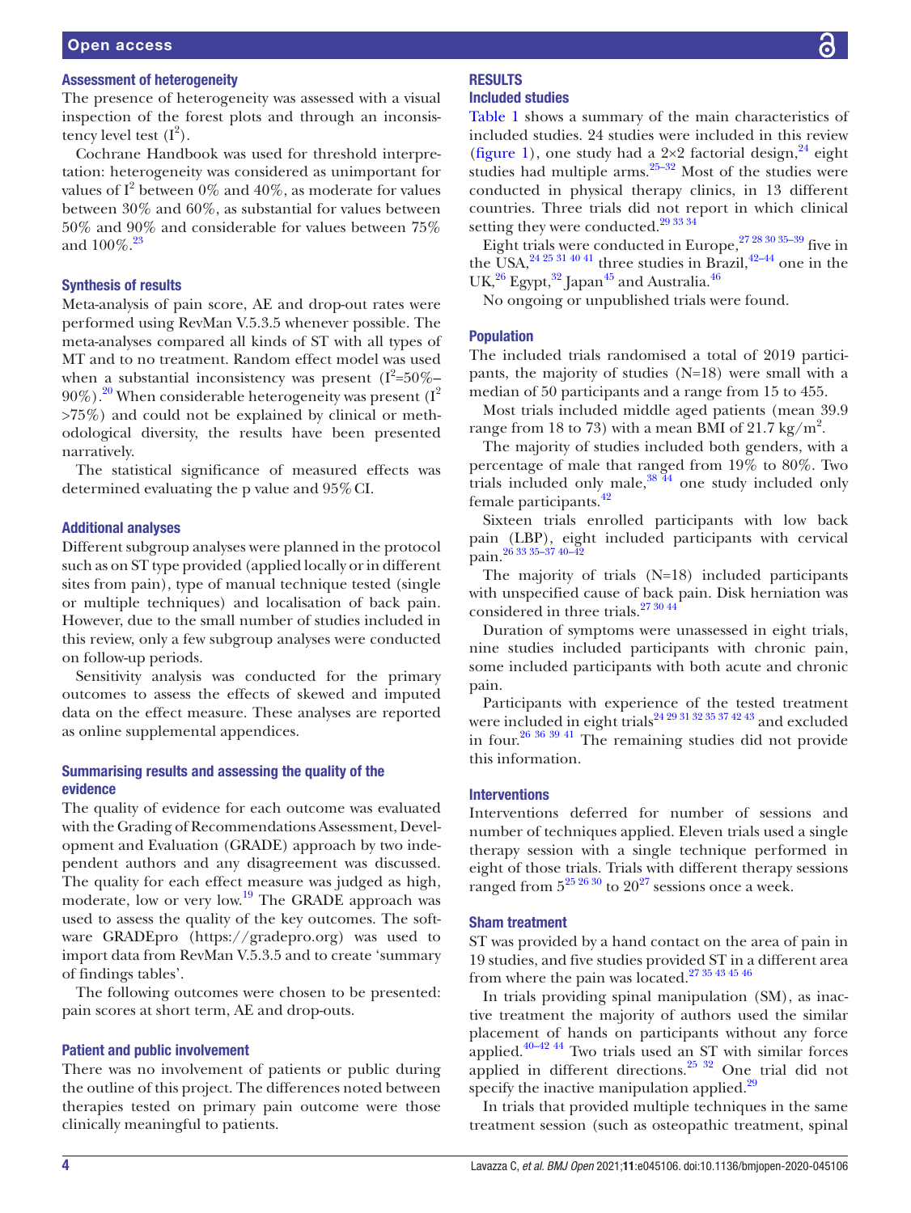### Assessment of heterogeneity

The presence of heterogeneity was assessed with a visual inspection of the forest plots and through an inconsistency level test ($I^2$).

Cochrane Handbook was used for threshold interpretation: heterogeneity was considered as unimportant for values of $I^2$ between 0% and 40%, as moderate for values between 30% and 60%, as substantial for values between 50% and 90% and considerable for values between 75% and 100%.[23]

### Synthesis of results

Meta-analysis of pain score, AE and drop-out rates were performed using RevMan V.5.3.5 whenever possible. The meta-analyses compared all kinds of ST with all types of MT and to no treatment. Random effect model was used when a substantial inconsistency was present ($I^2$=50%–90%).[20] When considerable heterogeneity was present ($I^2$ >75%) and could not be explained by clinical or methodological diversity, the results have been presented narratively.

The statistical significance of measured effects was determined evaluating the p value and 95% CI.

### Additional analyses

Different subgroup analyses were planned in the protocol such as on ST type provided (applied locally or in different sites from pain), type of manual technique tested (single or multiple techniques) and localisation of back pain. However, due to the small number of studies included in this review, only a few subgroup analyses were conducted on follow-up periods.

Sensitivity analysis was conducted for the primary outcomes to assess the effects of skewed and imputed data on the effect measure. These analyses are reported as online supplemental appendices.

### Summarising results and assessing the quality of the evidence

The quality of evidence for each outcome was evaluated with the Grading of Recommendations Assessment, Development and Evaluation (GRADE) approach by two independent authors and any disagreement was discussed. The quality for each effect measure was judged as high, moderate, low or very low.[19] The GRADE approach was used to assess the quality of the key outcomes. The software GRADEpro (https://gradepro.org) was used to import data from RevMan V.5.3.5 and to create 'summary of findings tables'.

The following outcomes were chosen to be presented: pain scores at short term, AE and drop-outs.

### Patient and public involvement

There was no involvement of patients or public during the outline of this project. The differences noted between therapies tested on primary pain outcome were those clinically meaningful to patients.

## RESULTS

### Included studies

Table 1 shows a summary of the main characteristics of included studies. 24 studies were included in this review (figure 1), one study had a 2×2 factorial design,[24] eight studies had multiple arms.[25–32] Most of the studies were conducted in physical therapy clinics, in 13 different countries. Three trials did not report in which clinical setting they were conducted.[29 33 34]

Eight trials were conducted in Europe,[27 28 30 35–39] five in the USA,[24 25 31 40 41] three studies in Brazil,[42–44] one in the UK,[26] Egypt,[32] Japan[45] and Australia.[46]

No ongoing or unpublished trials were found.

### Population

The included trials randomised a total of 2019 participants, the majority of studies (N=18) were small with a median of 50 participants and a range from 15 to 455.

Most trials included middle aged patients (mean 39.9 range from 18 to 73) with a mean BMI of 21.7 kg/m$^2$.

The majority of studies included both genders, with a percentage of male that ranged from 19% to 80%. Two trials included only male,[38 44] one study included only female participants.[42]

Sixteen trials enrolled participants with low back pain (LBP), eight included participants with cervical pain.[26 33 35–37 40–42]

The majority of trials (N=18) included participants with unspecified cause of back pain. Disk herniation was considered in three trials.[27 30 44]

Duration of symptoms were unassessed in eight trials, nine studies included participants with chronic pain, some included participants with both acute and chronic pain.

Participants with experience of the tested treatment were included in eight trials[24 29 31 32 35 37 42 43] and excluded in four.[26 36 39 41] The remaining studies did not provide this information.

### Interventions

Interventions deferred for number of sessions and number of techniques applied. Eleven trials used a single therapy session with a single technique performed in eight of those trials. Trials with different therapy sessions ranged from 5[25 26 30] to 20[27] sessions once a week.

### Sham treatment

ST was provided by a hand contact on the area of pain in 19 studies, and five studies provided ST in a different area from where the pain was located.[27 35 43 45 46]

In trials providing spinal manipulation (SM), as inactive treatment the majority of authors used the similar placement of hands on participants without any force applied.[40–42 44] Two trials used an ST with similar forces applied in different directions.[25 32] One trial did not specify the inactive manipulation applied.[29]

In trials that provided multiple techniques in the same treatment session (such as osteopathic treatment, spinal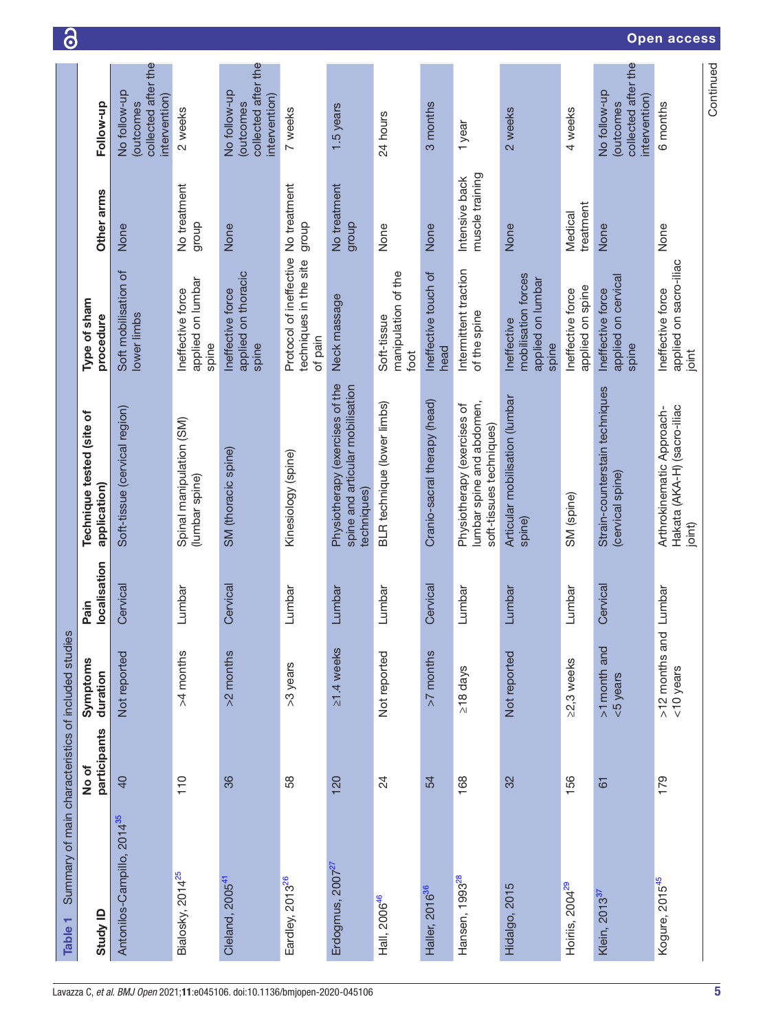**Table 1** Summary of main characteristics of included studies

| Study ID | No of participants | Symptoms duration | Pain localisation | Technique tested (site of application) | Type of sham procedure | Other arms | Follow-up |
|---|---|---|---|---|---|---|---|
| Antonilos-Campillo, 2014[35] | 40 | Not reported | Cervical | Soft-tissue (cervical region) | Soft mobilisation of lower limbs | None | No follow-up (outcomes collected after the intervention) |
| Bialosky, 2014[25] | 110 | >4 months | Lumbar | Spinal manipulation (SM) (lumbar spine) | Ineffective force applied on lumbar spine | No treatment group | 2 weeks |
| Cleland, 2005[41] | 36 | >2 months | Cervical | SM (thoracic spine) | Ineffective force applied on thoracic spine | None | No follow-up (outcomes collected after the intervention) |
| Eardley, 2013[26] | 58 | >3 years | Lumbar | Kinesiology (spine) | Protocol of ineffective techniques in the site of pain | No treatment group | 7 weeks |
| Erdogmus, 2007[27] | 120 | ≥1.4 weeks | Lumbar | Physiotherapy (exercises of the spine and articular mobilisation techniques) | Neck massage | No treatment group | 1.5 years |
| Hall, 2006[46] | 24 | Not reported | Lumbar | BLR technique (lower limbs) | Soft-tissue manipulation of the foot | None | 24 hours |
| Haller, 2016[36] | 54 | >7 months | Cervical | Cranio-sacral therapy (head) | Ineffective touch of head | None | 3 months |
| Hansen, 1993[28] | 168 | ≥18 days | Lumbar | Physiotherapy (exercises of lumbar spine and abdomen, soft-tissues techniques) | Intermittent traction of the spine | Intensive back muscle training | 1 year |
| Hidalgo, 2015 | 32 | Not reported | Lumbar | Articular mobilisation (lumbar spine) | Ineffective mobilisation forces applied on lumbar spine | None | 2 weeks |
| Hoiris, 2004[29] | 156 | ≥2,3 weeks | Lumbar | SM (spine) | Ineffective force applied on spine | Medical treatment | 4 weeks |
| Klein, 2013[37] | 61 | >1 month and <5 years | Cervical | Strain-counterstain techniques (cervical spine) | Ineffective force applied on cervical spine | None | No follow-up (outcomes collected after the intervention) |
| Kogure, 2015[45] | 179 | >12 months and <10 years | Lumbar | Arthrokinematic Approach-Hakata (AKA-H) (sacro-iliac joint) | Ineffective force applied on sacro-iliac joint | None | 6 months |

Continued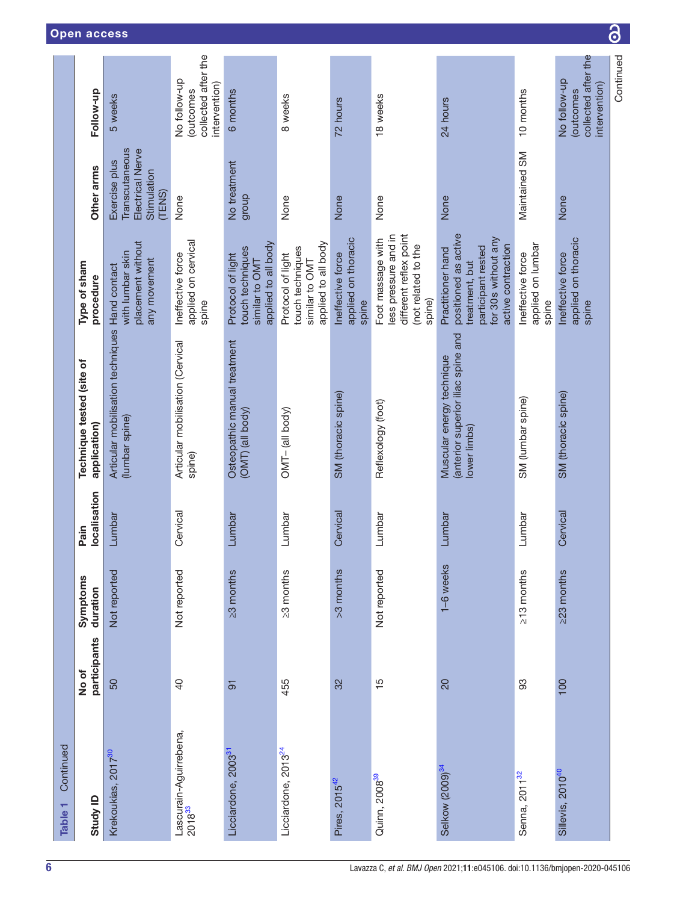**Table 1** Continued

| Study ID | No of participants | Symptoms duration | Pain localisation | Technique tested (site of application) | Type of sham procedure | Other arms | Follow-up |
|---|---|---|---|---|---|---|---|
| Krekoukias, 2017[30] | 50 | Not reported | Lumbar | Articular mobilisation techniques (lumbar spine) | Hand contact with lumbar skin placement without any movement | Exercise plus Transcutaneous Electrical Nerve Stimulation (TENS) | 5 weeks |
| Lascurain-Aguirrebena, 2018[33] | 40 | Not reported | Cervical | Articular mobilisation (Cervical spine) | Ineffective force applied on cervical spine | None | No follow-up (outcomes collected after the intervention) |
| Licciardone, 2003[31] | 91 | ≥3 months | Lumbar | Osteopathic manual treatment (OMT) (all body) | Protocol of light touch techniques similar to OMT applied to all body | No treatment group | 6 months |
| Licciardone, 2013[24] | 455 | ≥3 months | Lumbar | OMT– (all body) | Protocol of light touch techniques similar to OMT applied to all body | None | 8 weeks |
| Pires, 2015[42] | 32 | >3 months | Cervical | SM (thoracic spine) | Ineffective force applied on thoracic spine | None | 72 hours |
| Quinn, 2008[39] | 15 | Not reported | Lumbar | Reflexology (foot) | Foot massage with less pressure and in different reflex point (not related to the spine) | None | 18 weeks |
| Selkow (2009)[34] | 20 | 1–6 weeks | Lumbar | Muscular energy technique (anterior superior iliac spine and lower limbs) | Practitioner hand positioned as active treatment, but participant rested for 30 s without any active contraction | None | 24 hours |
| Senna, 2011[32] | 93 | ≥13 months | Lumbar | SM (lumbar spine) | Ineffective force applied on lumbar spine | Maintained SM | 10 months |
| Sillevis, 2010[40] | 100 | ≥23 months | Cervical | SM (thoracic spine) | Ineffective force applied on thoracic spine | None | No follow-up (outcomes collected after the intervention) |

Continued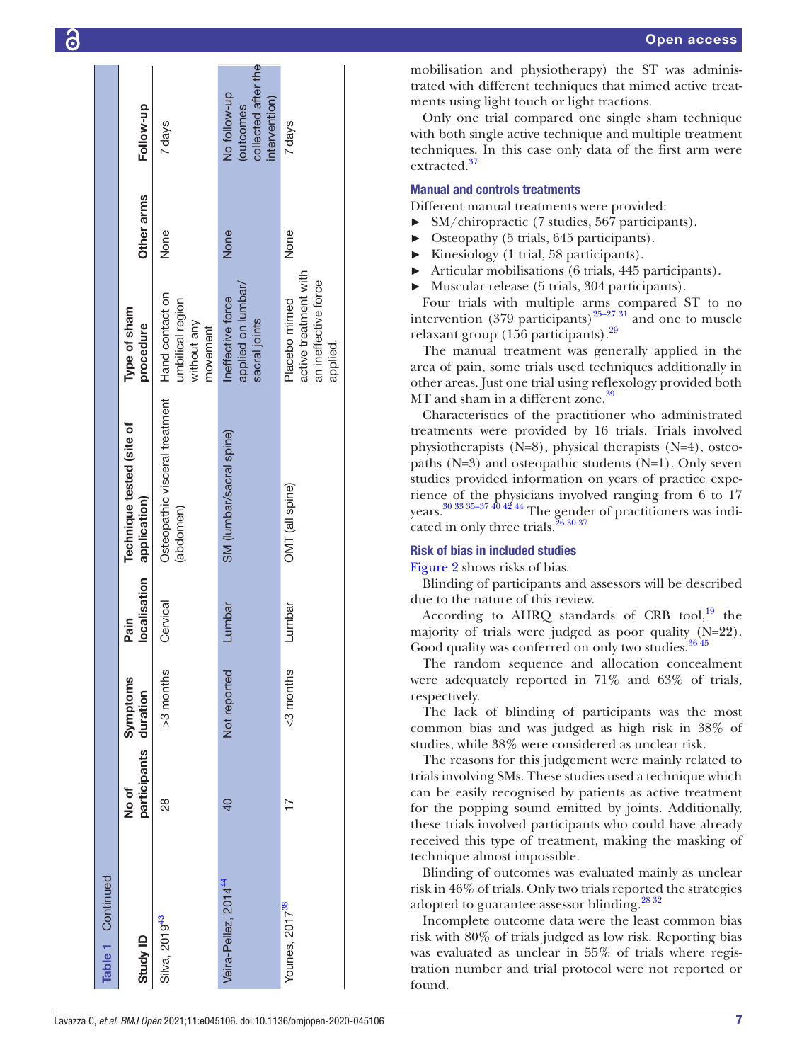**Table 1** Continued

| Study ID | No of participants | Symptoms duration | Pain localisation | Technique tested (site of application) | Type of sham procedure | Other arms | Follow-up |
|---|---|---|---|---|---|---|---|
| Silva, 2019[43] | 28 | >3 months | Cervical | Osteopathic visceral treatment (abdomen) | Hand contact on umbilical region without any movement | None | 7 days |
| Veira-Pellez, 2014[44] | 40 | Not reported | Lumbar | SM (lumbar/sacral spine) | Ineffective force applied on lumbar/sacral joints | None | No follow-up (outcomes collected after the intervention) |
| Younes, 2017[38] | 17 | <3 months | Lumbar | OMT (all spine) | Placebo mimed active treatment with an ineffective force applied. | None | 7 days |

mobilisation and physiotherapy) the ST was administrated with different techniques that mimed active treatments using light touch or light tractions.

Only one trial compared one single sham technique with both single active technique and multiple treatment techniques. In this case only data of the first arm were extracted.[37]

### Manual and controls treatments

Different manual treatments were provided:

- SM/chiropractic (7 studies, 567 participants).
- Osteopathy (5 trials, 645 participants).
- Kinesiology (1 trial, 58 participants).
- Articular mobilisations (6 trials, 445 participants).
- Muscular release (5 trials, 304 participants).

Four trials with multiple arms compared ST to no intervention (379 participants)[25–27 31] and one to muscle relaxant group (156 participants).[29]

The manual treatment was generally applied in the area of pain, some trials used techniques additionally in other areas. Just one trial using reflexology provided both MT and sham in a different zone.[39]

Characteristics of the practitioner who administrated treatments were provided by 16 trials. Trials involved physiotherapists (N=8), physical therapists (N=4), osteopaths (N=3) and osteopathic students (N=1). Only seven studies provided information on years of practice experience of the physicians involved ranging from 6 to 17 years.[30 33 35–37 40 42 44] The gender of practitioners was indicated in only three trials.[26 30 37]

### Risk of bias in included studies

Figure 2 shows risks of bias.

Blinding of participants and assessors will be described due to the nature of this review.

According to AHRQ standards of CRB tool,[19] the majority of trials were judged as poor quality (N=22). Good quality was conferred on only two studies.[36 45]

The random sequence and allocation concealment were adequately reported in 71% and 63% of trials, respectively.

The lack of blinding of participants was the most common bias and was judged as high risk in 38% of studies, while 38% were considered as unclear risk.

The reasons for this judgement were mainly related to trials involving SMs. These studies used a technique which can be easily recognised by patients as active treatment for the popping sound emitted by joints. Additionally, these trials involved participants who could have already received this type of treatment, making the masking of technique almost impossible.

Blinding of outcomes was evaluated mainly as unclear risk in 46% of trials. Only two trials reported the strategies adopted to guarantee assessor blinding.[28 32]

Incomplete outcome data were the least common bias risk with 80% of trials judged as low risk. Reporting bias was evaluated as unclear in 55% of trials where registration number and trial protocol were not reported or found.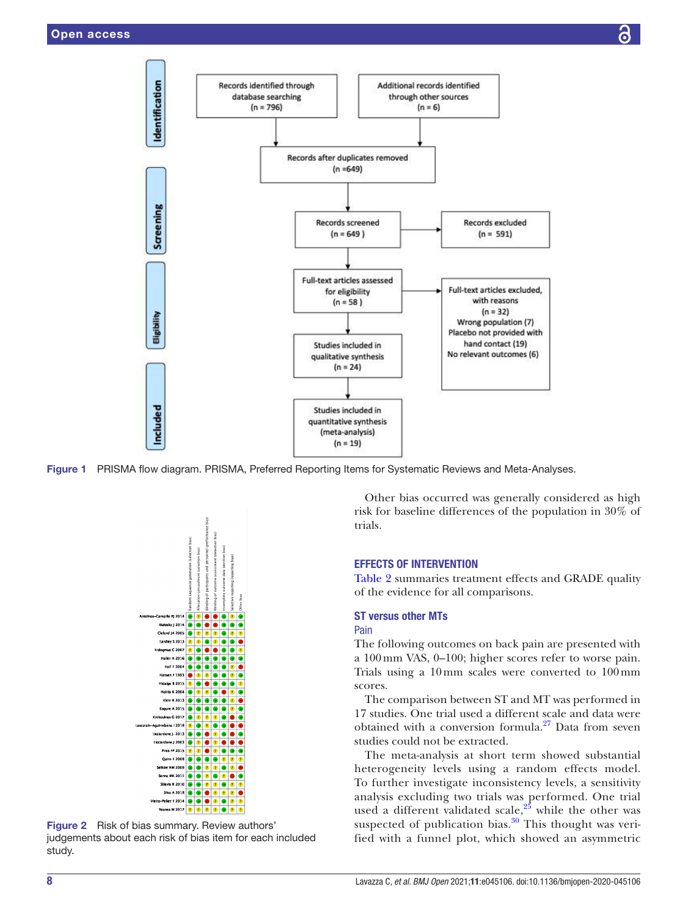Figure 1 PRISMA flow diagram. PRISMA, Preferred Reporting Items for Systematic Reviews and Meta-Analyses.

Figure 2 Risk of bias summary. Review authors' judgements about each risk of bias item for each included study.

Other bias occurred was generally considered as high risk for baseline differences of the population in 30% of trials.

## EFFECTS OF INTERVENTION

Table 2 summaries treatment effects and GRADE quality of the evidence for all comparisons.

### ST versus other MTs

#### Pain

The following outcomes on back pain are presented with a 100 mm VAS, 0–100; higher scores refer to worse pain. Trials using a 10 mm scales were converted to 100 mm scores.

The comparison between ST and MT was performed in 17 studies. One trial used a different scale and data were obtained with a conversion formula.[27] Data from seven studies could not be extracted.

The meta-analysis at short term showed substantial heterogeneity levels using a random effects model. To further investigate inconsistency levels, a sensitivity analysis excluding two trials was performed. One trial used a different validated scale,[25] while the other was suspected of publication bias.[30] This thought was verified with a funnel plot, which showed an asymmetric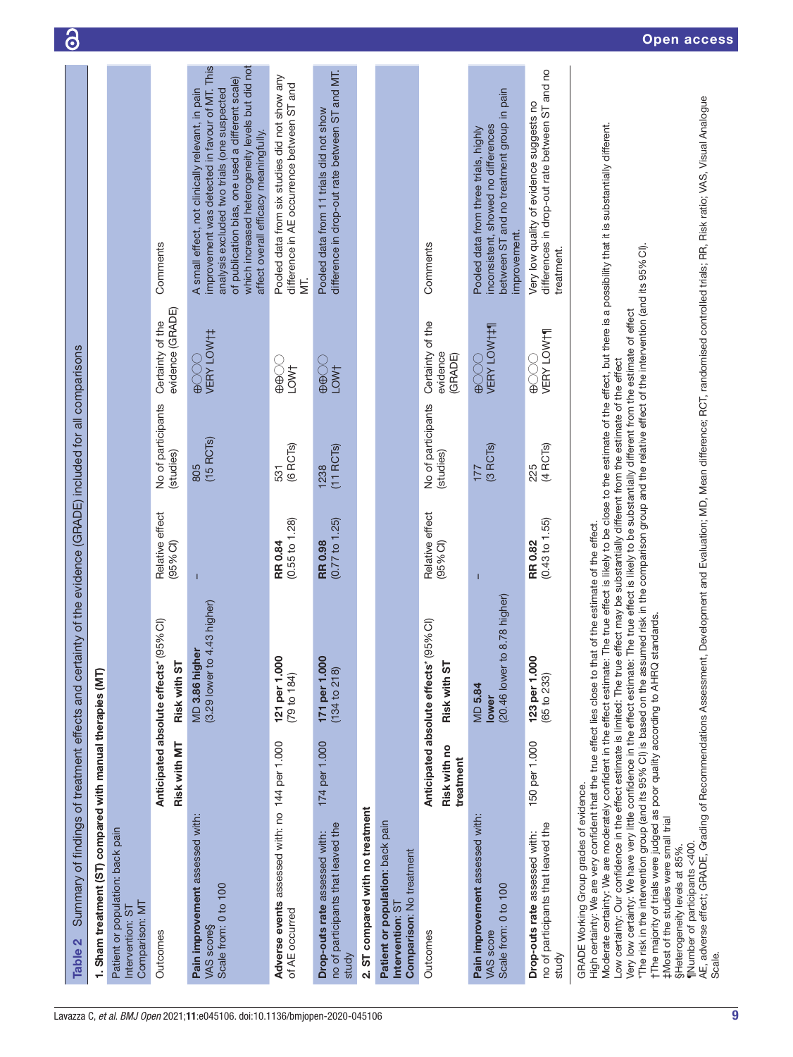**Table 2** Summary of findings of treatment effects and certainty of the evidence (GRADE) included for all comparisons

**1. Sham treatment (ST) compared with manual therapies (MT)**

Patient or population: back pain
Intervention: ST
Comparison: MT

| Outcomes | Anticipated absolute effects* (95% CI) | | Relative effect (95% CI) | No of participants (studies) | Certainty of the evidence (GRADE) | Comments |
|---|---|---|---|---|---|---|
| | Risk with MT | Risk with ST | | | | |
| **Pain improvement** assessed with: VAS score§ Scale from: 0 to 100 | | **MD 3.86 higher** (3.29 lower to 4.43 higher) | – | 805 (15 RCTs) | ⊕◯◯◯ VERY LOW†‡ | A small effect, not clinically relevant, in pain improvement was detected in favour of MT. This analysis excluded two trials (one suspected of publication bias, one used a different scale) which increased heterogeneity levels but did not affect overall efficacy meaningfully. |
| **Adverse events** assessed with: no of AE occurred | 144 per 1.000 | **121 per 1.000** (79 to 184) | **RR 0.84** (0.55 to 1.28) | 531 (6 RCTs) | ⊕⊕◯◯ LOW† | Pooled data from six studies did not show any difference in AE occurrence between ST and MT. |
| **Drop-outs rate** assessed with: no of participants that leaved the study | 174 per 1.000 | **171 per 1.000** (134 to 218) | **RR 0.98** (0.77 to 1.25) | 1238 (11 RCTs) | ⊕⊕◯◯ LOW† | Pooled data from 11 trials did not show difference in drop-out rate between ST and MT. |

**2. ST compared with no treatment**

**Patient or population**: back pain
**Intervention**: ST
**Comparison**: No treatment

| Outcomes | Anticipated absolute effects* (95% CI) | | Relative effect (95% CI) | No of participants (studies) | Certainty of the evidence (GRADE) | Comments |
|---|---|---|---|---|---|---|
| | Risk with no treatment | Risk with ST | | | | |
| **Pain improvement** assessed with: VAS score Scale from: 0 to 100 | | **MD 5.84 lower** (20.46 lower to 8.78 higher) | – | 177 (3 RCTs) | ⊕◯◯◯ VERY LOW†‡¶ | Pooled data from three trials, highly inconsistent, showed no differences between ST and no treatment group in pain improvement. |
| **Drop-outs rate** assessed with: no of participants that leaved the study | 150 per 1.000 | **123 per 1.000** (65 to 233) | **RR 0.82** (0.43 to 1.55) | 225 (4 RCTs) | ⊕◯◯◯ VERY LOW†¶ | Very low quality of evidence suggests no differences in drop-out rate between ST and no treatment. |

GRADE Working Group grades of evidence.
High certainty: We are very confident that the true effect lies close to that of the estimate of the effect.
Moderate certainty: We are moderately confident in the effect estimate: The true effect is likely to be close to the estimate of the effect, but there is a possibility that it is substantially different.
Low certainty: Our confidence in the effect estimate is limited: The true effect may be substantially different from the estimate of the effect.
Very low certainty: We have very little confidence in the effect estimate: The true effect is likely to be substantially different from the estimate of effect.
*The risk in the intervention group (and its 95% CI) is based on the assumed risk in the comparison group and the relative effect of the intervention (and its 95% CI).
†The majority of trials were judged as poor quality according to AHRQ standards.
‡Most of the studies were small trial
§Heterogeneity levels at 85%.
¶Number of participants <400.
AE, adverse effect; GRADE, Grading of Recommendations Assessment, Development and Evaluation; MD, Mean difference; RCT, randomised controlled trials; RR, Risk ratio; VAS, Visual Analogue Scale.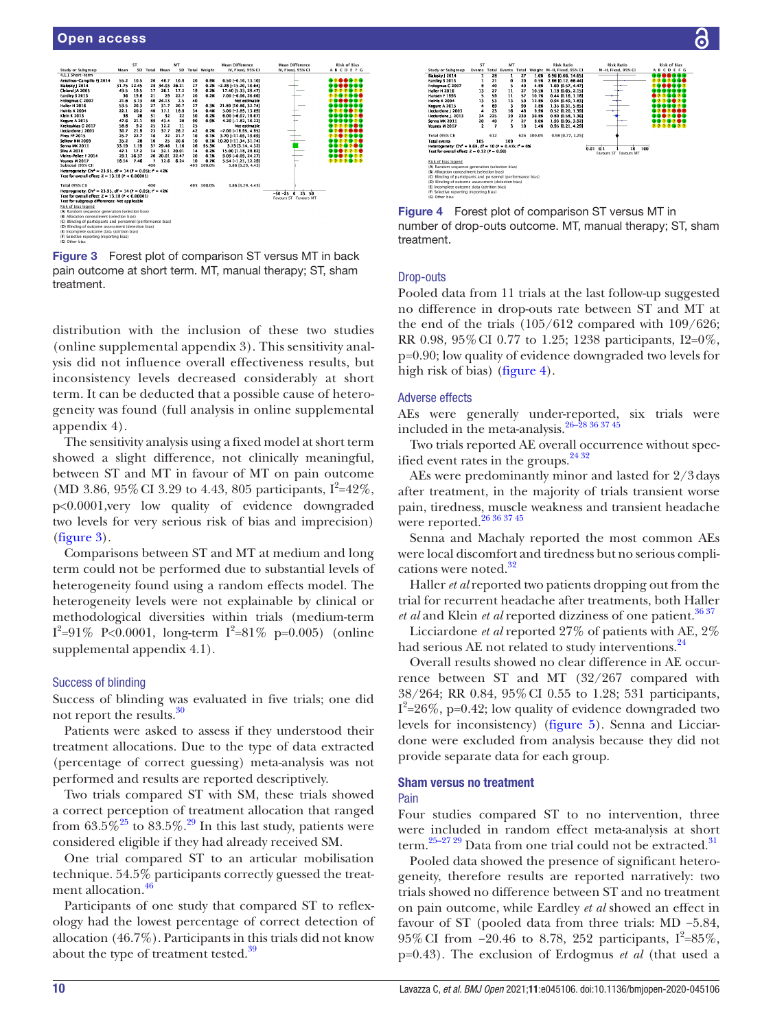Figure 3 Forest plot of comparison ST versus MT in back pain outcome at short term. MT, manual therapy; ST, sham treatment.

distribution with the inclusion of these two studies (online supplemental appendix 3). This sensitivity analysis did not influence overall effectiveness results, but inconsistency levels decreased considerably at short term. It can be deducted that a possible cause of heterogeneity was found (full analysis in online supplemental appendix 4).

The sensitivity analysis using a fixed model at short term showed a slight difference, not clinically meaningful, between ST and MT in favour of MT on pain outcome (MD 3.86, 95% CI 3.29 to 4.43, 805 participants, $I^2$=42%, p<0.0001,very low quality of evidence downgraded two levels for very serious risk of bias and imprecision) (figure 3).

Comparisons between ST and MT at medium and long term could not be performed due to substantial levels of heterogeneity found using a random effects model. The heterogeneity levels were not explainable by clinical or methodological diversities within trials (medium-term $I^2$=91% P<0.0001, long-term $I^2$=81% p=0.005) (online supplemental appendix 4.1).

### Success of blinding

Success of blinding was evaluated in five trials; one did not report the results.[30]

Patients were asked to assess if they understood their treatment allocations. Due to the type of data extracted (percentage of correct guessing) meta-analysis was not performed and results are reported descriptively.

Two trials compared ST with SM, these trials showed a correct perception of treatment allocation that ranged from 63.5%[25] to 83.5%.[29] In this last study, patients were considered eligible if they had already received SM.

One trial compared ST to an articular mobilisation technique. 54.5% participants correctly guessed the treatment allocation.[46]

Participants of one study that compared ST to reflexology had the lowest percentage of correct detection of allocation (46.7%). Participants in this trials did not know about the type of treatment tested.[39]

Figure 4 Forest plot of comparison ST versus MT in number of drop-outs outcome. MT, manual therapy; ST, sham treatment.

### Drop-outs

Pooled data from 11 trials at the last follow-up suggested no difference in drop-outs rate between ST and MT at the end of the trials (105/612 compared with 109/626; RR 0.98, 95% CI 0.77 to 1.25; 1238 participants, I2=0%, p=0.90; low quality of evidence downgraded two levels for high risk of bias) (figure 4).

### Adverse effects

AEs were generally under-reported, six trials were included in the meta-analysis.[26–28 36 37 45]

Two trials reported AE overall occurrence without specified event rates in the groups.[24 32]

AEs were predominantly minor and lasted for 2/3 days after treatment, in the majority of trials transient worse pain, tiredness, muscle weakness and transient headache were reported.[26 36 37 45]

Senna and Machaly reported the most common AEs were local discomfort and tiredness but no serious complications were noted.[32]

Haller *et al* reported two patients dropping out from the trial for recurrent headache after treatments, both Haller *et al* and Klein *et al* reported dizziness of one patient.[36 37]

Licciardone *et al* reported 27% of patients with AE, 2% had serious AE not related to study interventions.[24]

Overall results showed no clear difference in AE occurrence between ST and MT (32/267 compared with 38/264; RR 0.84, 95% CI 0.55 to 1.28; 531 participants, $I^2$=26%, p=0.42; low quality of evidence downgraded two levels for inconsistency) (figure 5). Senna and Licciardone were excluded from analysis because they did not provide separate data for each group.

## Sham versus no treatment

### Pain

Four studies compared ST to no intervention, three were included in random effect meta-analysis at short term.[25–27 29] Data from one trial could not be extracted.[31]

Pooled data showed the presence of significant heterogeneity, therefore results are reported narratively: two trials showed no difference between ST and no treatment on pain outcome, while Eardley *et al* showed an effect in favour of ST (pooled data from three trials: MD −5.84, 95% CI from −20.46 to 8.78, 252 participants, $I^2$=85%, p=0.43). The exclusion of Erdogmus *et al* (that used a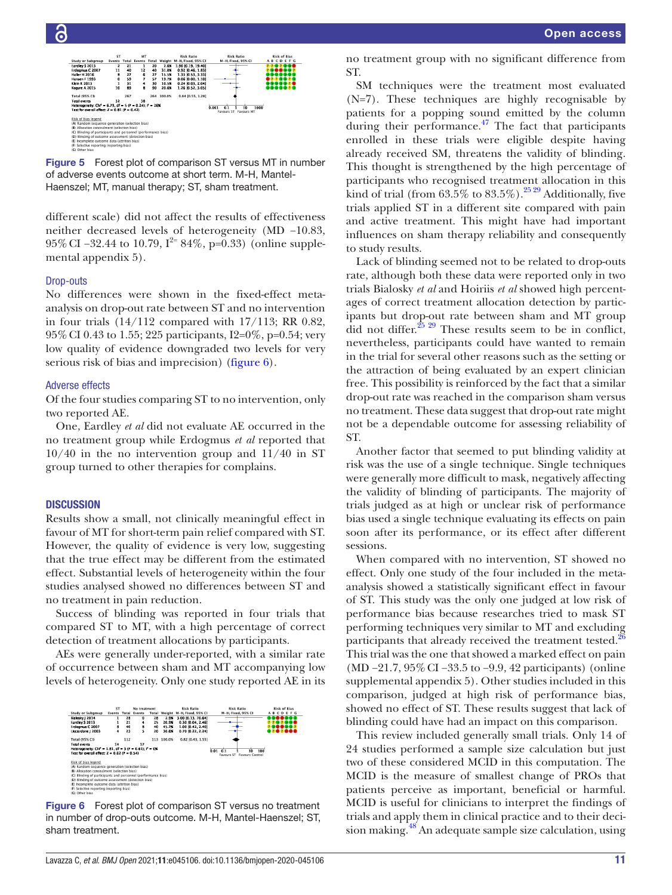| Study or Subgroup | ST Events | ST Total | MT Events | MT Total | Weight | Risk Ratio M-H, Fixed, 95% CI |
|---|---|---|---|---|---|---|
| Eardley S 2013 | 2 | 21 | 1 | 20 | 2.6% | 1.90 [0.19, 19.40] |
| Erdogmus C 2007 | 11 | 40 | 12 | 40 | 31.0% | 0.92 [0.46, 1.83] |
| Haller H 2016 | 8 | 27 | 6 | 27 | 15.5% | 1.33 [0.53, 3.35] |
| Hansen F 1993 | 0 | 59 | 7 | 57 | 19.7% | 0.06 [0.00, 1.10] |
| Klein R 2013 | 1 | 31 | 4 | 30 | 10.5% | 0.24 [0.03, 2.04] |
| Kogure A 2015 | 10 | 89 | 8 | 90 | 20.6% | 1.26 [0.52, 3.05] |
| Total (95% CI) | | 267 | | 264 | 100.0% | 0.84 [0.55, 1.28] |
| Total events | 32 | | 38 | | | |

Heterogeneity: Chi² = 6.79, df = 5 (P = 0.24); I² = 26%
Test for overall effect: Z = 0.81 (P = 0.42)

Risk of bias legend
(A) Random sequence generation (selection bias)
(B) Allocation concealment (selection bias)
(C) Blinding of participants and personnel (performance bias)
(D) Blinding of outcome assessment (detection bias)
(E) Incomplete outcome data (attrition bias)
(F) Selective reporting (reporting bias)
(G) Other bias

**Figure 5** Forest plot of comparison ST versus MT in number of adverse events outcome at short term. M-H, Mantel-Haenszel; MT, manual therapy; ST, sham treatment.

different scale) did not affect the results of effectiveness neither decreased levels of heterogeneity (MD −10.83, 95% CI −32.44 to 10.79, $I^2$= 84%, p=0.33) (online supplemental appendix 5).

### Drop-outs

No differences were shown in the fixed-effect meta-analysis on drop-out rate between ST and no intervention in four trials (14/112 compared with 17/113; RR 0.82, 95% CI 0.43 to 1.55; 225 participants, I2=0%, p=0.54; very low quality of evidence downgraded two levels for very serious risk of bias and imprecision) (figure 6).

### Adverse effects

Of the four studies comparing ST to no intervention, only two reported AE.

One, Eardley *et al* did not evaluate AE occurred in the no treatment group while Erdogmus *et al* reported that 10/40 in the no intervention group and 11/40 in ST group turned to other therapies for complains.

## DISCUSSION

Results show a small, not clinically meaningful effect in favour of MT for short-term pain relief compared with ST. However, the quality of evidence is very low, suggesting that the true effect may be different from the estimated effect. Substantial levels of heterogeneity within the four studies analysed showed no differences between ST and no treatment in pain reduction.

Success of blinding was reported in four trials that compared ST to MT, with a high percentage of correct detection of treatment allocations by participants.

AEs were generally under-reported, with a similar rate of occurrence between sham and MT accompanying low levels of heterogeneity. Only one study reported AE in its no treatment group with no significant difference from ST.

| Study or Subgroup | ST Events | ST Total | No treatment Events | No treatment Total | Weight | Risk Ratio M-H, Fixed, 95% CI |
|---|---|---|---|---|---|---|
| Bialosky J 2014 | 1 | 28 | 0 | 28 | 2.5% | 3.00 [0.13, 70.64] |
| Eardley S 2013 | 1 | 21 | 4 | 25 | 20.5% | 0.30 [0.04, 2.46] |
| Erdogmus C 2007 | 8 | 40 | 8 | 40 | 40.3% | 1.00 [0.42, 2.40] |
| Licciardone J 2003 | 4 | 23 | 5 | 20 | 36.6% | 0.70 [0.22, 2.24] |
| Total (95% CI) | | 112 | | 113 | 100.0% | 0.82 [0.43, 1.55] |
| Total events | 14 | | 17 | | | |

Heterogeneity: Chi² = 1.81, df = 3 (P = 0.61); I² = 0%
Test for overall effect: Z = 0.62 (P = 0.54)

Risk of bias legend
(A) Random sequence generation (selection bias)
(B) Allocation concealment (selection bias)
(C) Blinding of participants and personnel (performance bias)
(D) Blinding of outcome assessment (detection bias)
(E) Incomplete outcome data (attrition bias)
(F) Selective reporting (reporting bias)
(G) Other bias

**Figure 6** Forest plot of comparison ST versus no treatment in number of drop-outs outcome. M-H, Mantel-Haenszel; ST, sham treatment.

SM techniques were the treatment most evaluated (N=7). These techniques are highly recognisable by patients for a popping sound emitted by the column during their performance.[47] The fact that participants enrolled in these trials were eligible despite having already received SM, threatens the validity of blinding. This thought is strengthened by the high percentage of participants who recognised treatment allocation in this kind of trial (from 63.5% to 83.5%).[25 29] Additionally, five trials applied ST in a different site compared with pain and active treatment. This might have had important influences on sham therapy reliability and consequently to study results.

Lack of blinding seemed not to be related to drop-outs rate, although both these data were reported only in two trials Bialosky *et al* and Hoiriis *et al* showed high percentages of correct treatment allocation detection by participants but drop-out rate between sham and MT group did not differ.[25 29] These results seem to be in conflict, nevertheless, participants could have wanted to remain in the trial for several other reasons such as the setting or the attraction of being evaluated by an expert clinician free. This possibility is reinforced by the fact that a similar drop-out rate was reached in the comparison sham versus no treatment. These data suggest that drop-out rate might not be a dependable outcome for assessing reliability of ST.

Another factor that seemed to put blinding validity at risk was the use of a single technique. Single techniques were generally more difficult to mask, negatively affecting the validity of blinding of participants. The majority of trials judged as at high or unclear risk of performance bias used a single technique evaluating its effects on pain soon after its performance, or its effect after different sessions.

When compared with no intervention, ST showed no effect. Only one study of the four included in the meta-analysis showed a statistically significant effect in favour of ST. This study was the only one judged at low risk of performance bias because researches tried to mask ST performing techniques very similar to MT and excluding participants that already received the treatment tested.[26] This trial was the one that showed a marked effect on pain (MD −21.7, 95% CI −33.5 to −9.9, 42 participants) (online supplemental appendix 5). Other studies included in this comparison, judged at high risk of performance bias, showed no effect of ST. These results suggest that lack of blinding could have had an impact on this comparison.

This review included generally small trials. Only 14 of 24 studies performed a sample size calculation but just two of these considered MCID in this computation. The MCID is the measure of smallest change of PROs that patients perceive as important, beneficial or harmful. MCID is useful for clinicians to interpret the findings of trials and apply them in clinical practice and to their decision making.[48] An adequate sample size calculation, using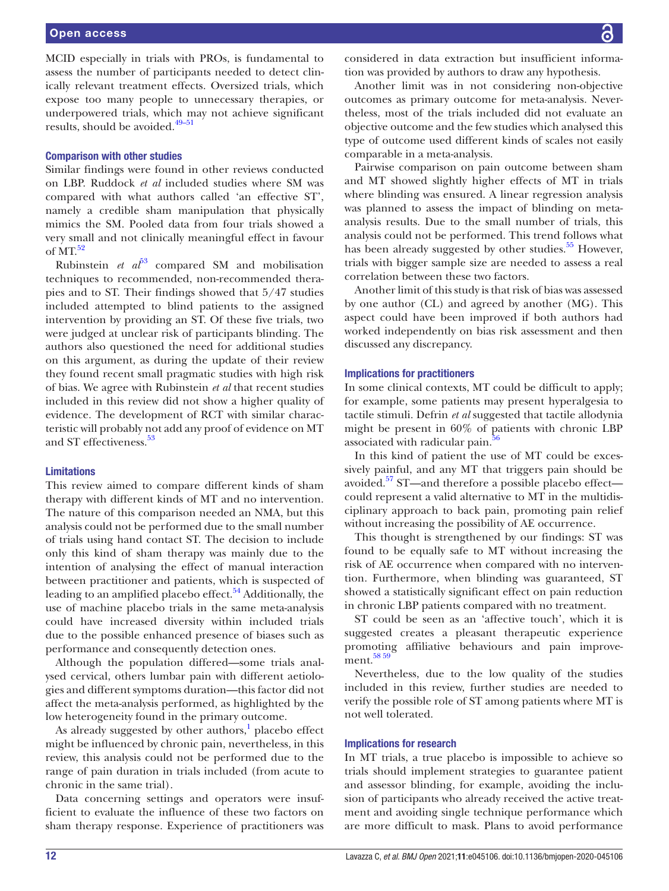MCID especially in trials with PROs, is fundamental to assess the number of participants needed to detect clinically relevant treatment effects. Oversized trials, which expose too many people to unnecessary therapies, or underpowered trials, which may not achieve significant results, should be avoided.[49–51]

### Comparison with other studies

Similar findings were found in other reviews conducted on LBP. Ruddock *et al* included studies where SM was compared with what authors called 'an effective ST', namely a credible sham manipulation that physically mimics the SM. Pooled data from four trials showed a very small and not clinically meaningful effect in favour of MT.[52]

Rubinstein *et al*[53] compared SM and mobilisation techniques to recommended, non-recommended therapies and to ST. Their findings showed that 5/47 studies included attempted to blind patients to the assigned intervention by providing an ST. Of these five trials, two were judged at unclear risk of participants blinding. The authors also questioned the need for additional studies on this argument, as during the update of their review they found recent small pragmatic studies with high risk of bias. We agree with Rubinstein *et al* that recent studies included in this review did not show a higher quality of evidence. The development of RCT with similar characteristic will probably not add any proof of evidence on MT and ST effectiveness.[53]

### Limitations

This review aimed to compare different kinds of sham therapy with different kinds of MT and no intervention. The nature of this comparison needed an NMA, but this analysis could not be performed due to the small number of trials using hand contact ST. The decision to include only this kind of sham therapy was mainly due to the intention of analysing the effect of manual interaction between practitioner and patients, which is suspected of leading to an amplified placebo effect.[54] Additionally, the use of machine placebo trials in the same meta-analysis could have increased diversity within included trials due to the possible enhanced presence of biases such as performance and consequently detection ones.

Although the population differed—some trials analysed cervical, others lumbar pain with different aetiologies and different symptoms duration—this factor did not affect the meta-analysis performed, as highlighted by the low heterogeneity found in the primary outcome.

As already suggested by other authors,[1] placebo effect might be influenced by chronic pain, nevertheless, in this review, this analysis could not be performed due to the range of pain duration in trials included (from acute to chronic in the same trial).

Data concerning settings and operators were insufficient to evaluate the influence of these two factors on sham therapy response. Experience of practitioners was considered in data extraction but insufficient information was provided by authors to draw any hypothesis.

Another limit was in not considering non-objective outcomes as primary outcome for meta-analysis. Nevertheless, most of the trials included did not evaluate an objective outcome and the few studies which analysed this type of outcome used different kinds of scales not easily comparable in a meta-analysis.

Pairwise comparison on pain outcome between sham and MT showed slightly higher effects of MT in trials where blinding was ensured. A linear regression analysis was planned to assess the impact of blinding on meta-analysis results. Due to the small number of trials, this analysis could not be performed. This trend follows what has been already suggested by other studies.[55] However, trials with bigger sample size are needed to assess a real correlation between these two factors.

Another limit of this study is that risk of bias was assessed by one author (CL) and agreed by another (MG). This aspect could have been improved if both authors had worked independently on bias risk assessment and then discussed any discrepancy.

### Implications for practitioners

In some clinical contexts, MT could be difficult to apply; for example, some patients may present hyperalgesia to tactile stimuli. Defrin *et al* suggested that tactile allodynia might be present in 60% of patients with chronic LBP associated with radicular pain.[56]

In this kind of patient the use of MT could be excessively painful, and any MT that triggers pain should be avoided.[57] ST—and therefore a possible placebo effect—could represent a valid alternative to MT in the multidisciplinary approach to back pain, promoting pain relief without increasing the possibility of AE occurrence.

This thought is strengthened by our findings: ST was found to be equally safe to MT without increasing the risk of AE occurrence when compared with no intervention. Furthermore, when blinding was guaranteed, ST showed a statistically significant effect on pain reduction in chronic LBP patients compared with no treatment.

ST could be seen as an 'affective touch', which it is suggested creates a pleasant therapeutic experience promoting affiliative behaviours and pain improvement.[58 59]

Nevertheless, due to the low quality of the studies included in this review, further studies are needed to verify the possible role of ST among patients where MT is not well tolerated.

### Implications for research

In MT trials, a true placebo is impossible to achieve so trials should implement strategies to guarantee patient and assessor blinding, for example, avoiding the inclusion of participants who already received the active treatment and avoiding single technique performance which are more difficult to mask. Plans to avoid performance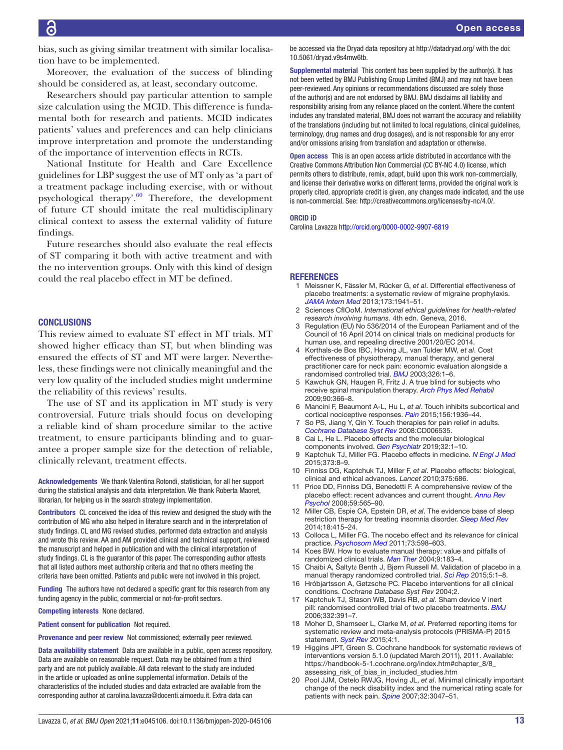bias, such as giving similar treatment with similar localisation have to be implemented.

Moreover, the evaluation of the success of blinding should be considered as, at least, secondary outcome.

Researchers should pay particular attention to sample size calculation using the MCID. This difference is fundamental both for research and patients. MCID indicates patients' values and preferences and can help clinicians improve interpretation and promote the understanding of the importance of intervention effects in RCTs.

National Institute for Health and Care Excellence guidelines for LBP suggest the use of MT only as 'a part of a treatment package including exercise, with or without psychological therapy'.[60] Therefore, the development of future CT should imitate the real multidisciplinary clinical context to assess the external validity of future findings.

Future researches should also evaluate the real effects of ST comparing it both with active treatment and with the no intervention groups. Only with this kind of design could the real placebo effect in MT be defined.

## CONCLUSIONS

This review aimed to evaluate ST effect in MT trials. MT showed higher efficacy than ST, but when blinding was ensured the effects of ST and MT were larger. Nevertheless, these findings were not clinically meaningful and the very low quality of the included studies might undermine the reliability of this reviews' results.

The use of ST and its application in MT study is very controversial. Future trials should focus on developing a reliable kind of sham procedure similar to the active treatment, to ensure participants blinding and to guarantee a proper sample size for the detection of reliable, clinically relevant, treatment effects.

**Acknowledgements** We thank Valentina Rotondi, statistician, for all her support during the statistical analysis and data interpretation. We thank Roberta Maoret, librarian, for helping us in the search strategy implementation.

**Contributors** CL conceived the idea of this review and designed the study with the contribution of MG who also helped in literature search and in the interpretation of study findings. CL and MG revised studies, performed data extraction and analysis and wrote this review. AA and AM provided clinical and technical support, reviewed the manuscript and helped in publication and with the clinical interpretation of study findings. CL is the guarantor of this paper. The corresponding author attests that all listed authors meet authorship criteria and that no others meeting the criteria have been omitted. Patients and public were not involved in this project.

**Funding** The authors have not declared a specific grant for this research from any funding agency in the public, commercial or not-for-profit sectors.

**Competing interests** None declared.

**Patient consent for publication** Not required.

**Provenance and peer review** Not commissioned; externally peer reviewed.

**Data availability statement** Data are available in a public, open access repository. Data are available on reasonable request. Data may be obtained from a third party and are not publicly available. All data relevant to the study are included in the article or uploaded as online supplemental information. Details of the characteristics of the included studies and data extracted are available from the corresponding author at carolina.lavazza@docenti.aimoedu.it. Extra data can be accessed via the Dryad data repository at http://datadryad.org/ with the doi: 10.5061/dryad.v9s4mw6tb.

**Supplemental material** This content has been supplied by the author(s). It has not been vetted by BMJ Publishing Group Limited (BMJ) and may not have been peer-reviewed. Any opinions or recommendations discussed are solely those of the author(s) and are not endorsed by BMJ. BMJ disclaims all liability and responsibility arising from any reliance placed on the content. Where the content includes any translated material, BMJ does not warrant the accuracy and reliability of the translations (including but not limited to local regulations, clinical guidelines, terminology, drug names and drug dosages), and is not responsible for any error and/or omissions arising from translation and adaptation or otherwise.

**Open access** This is an open access article distributed in accordance with the Creative Commons Attribution Non Commercial (CC BY-NC 4.0) license, which permits others to distribute, remix, adapt, build upon this work non-commercially, and license their derivative works on different terms, provided the original work is properly cited, appropriate credit is given, any changes made indicated, and the use is non-commercial. See: http://creativecommons.org/licenses/by-nc/4.0/.

**ORCID iD**

Carolina Lavazza http://orcid.org/0000-0002-9907-6819

## REFERENCES

1. Meissner K, Fässler M, Rücker G, *et al*. Differential effectiveness of placebo treatments: a systematic review of migraine prophylaxis. *JAMA Intern Med* 2013;173:1941–51.
2. Sciences CfIOoM. *International ethical guidelines for health-related research involving humans*. 4th edn. Geneva, 2016.
3. Regulation (EU) No 536/2014 of the European Parliament and of the Council of 16 April 2014 on clinical trials on medicinal products for human use, and repealing directive 2001/20/EC 2014.
4. Korthals-de Bos IBC, Hoving JL, van Tulder MW, *et al*. Cost effectiveness of physiotherapy, manual therapy, and general practitioner care for neck pain: economic evaluation alongside a randomised controlled trial. *BMJ* 2003;326:1–6.
5. Kawchuk GN, Haugen R, Fritz J. A true blind for subjects who receive spinal manipulation therapy. *Arch Phys Med Rehabil* 2009;90:366–8.
6. Mancini F, Beaumont A-L, Hu L, *et al*. Touch inhibits subcortical and cortical nociceptive responses. *Pain* 2015;156:1936–44.
7. So PS, Jiang Y, Qin Y. Touch therapies for pain relief in adults. *Cochrane Database Syst Rev* 2008:CD006535.
8. Cai L, He L. Placebo effects and the molecular biological components involved. *Gen Psychiatr* 2019;32:1–10.
9. Kaptchuk TJ, Miller FG. Placebo effects in medicine. *N Engl J Med* 2015;373:8–9.
10. Finniss DG, Kaptchuk TJ, Miller F, *et al*. Placebo effects: biological, clinical and ethical advances. *Lancet* 2010;375:686.
11. Price DD, Finniss DG, Benedetti F. A comprehensive review of the placebo effect: recent advances and current thought. *Annu Rev Psychol* 2008;59:565–90.
12. Miller CB, Espie CA, Epstein DR, *et al*. The evidence base of sleep restriction therapy for treating insomnia disorder. *Sleep Med Rev* 2014;18:415–24.
13. Colloca L, Miller FG. The nocebo effect and its relevance for clinical practice. *Psychosom Med* 2011;73:598–603.
14. Koes BW. How to evaluate manual therapy: value and pitfalls of randomized clinical trials. *Man Ther* 2004;9:183–4.
15. Chaibi A, Šaltytė Benth J, Bjørn Russell M. Validation of placebo in a manual therapy randomized controlled trial. *Sci Rep* 2015;5:1–8.
16. Hróbjartsson A, Gøtzsche PC. Placebo interventions for all clinical conditions. *Cochrane Database Syst Rev* 2004;2.
17. Kaptchuk TJ, Stason WB, Davis RB, *et al*. Sham device V inert pill: randomised controlled trial of two placebo treatments. *BMJ* 2006;332:391–7.
18. Moher D, Shamseer L, Clarke M, *et al*. Preferred reporting items for systematic review and meta-analysis protocols (PRISMA-P) 2015 statement. *Syst Rev* 2015;4:1.
19. Higgins JPT, Green S. Cochrane handbook for systematic reviews of interventions version 5.1.0 (updated March 2011), 2011. Available: https://handbook-5-1.cochrane.org/index.htm#chapter_8/8_assessing_risk_of_bias_in_included_studies.htm
20. Pool JJM, Ostelo RWJG, Hoving JL, *et al*. Minimal clinically important change of the neck disability index and the numerical rating scale for patients with neck pain. *Spine* 2007;32:3047–51.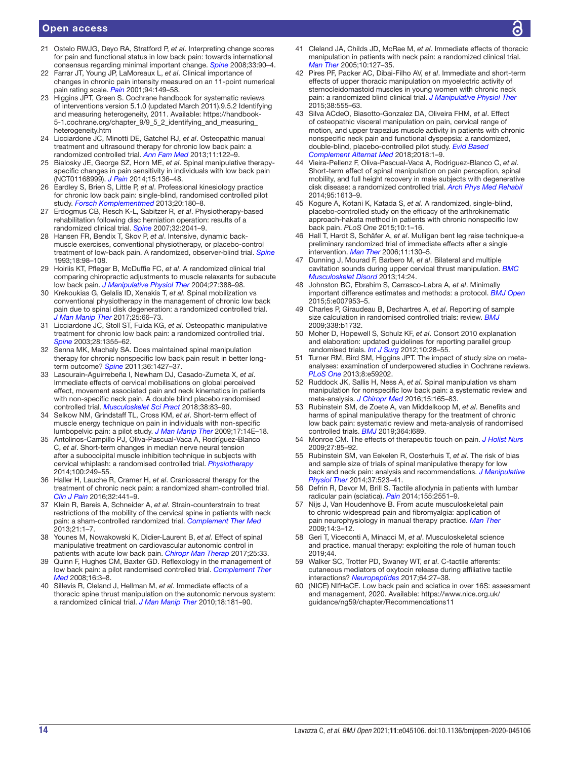21 Ostelo RWJG, Deyo RA, Stratford P, *et al*. Interpreting change scores for pain and functional status in low back pain: towards international consensus regarding minimal important change. *Spine* 2008;33:90–4.
22 Farrar JT, Young JP, LaMoreaux L, *et al*. Clinical importance of changes in chronic pain intensity measured on an 11-point numerical pain rating scale. *Pain* 2001;94:149–58.
23 Higgins JPT, Green S. Cochrane handbook for systematic reviews of interventions version 5.1.0 (updated March 2011).9.5.2 Identifying and measuring heterogeneity, 2011. Available: https://handbook-5-1.cochrane.org/chapter_9/9_5_2_identifying_and_measuring_heterogeneity.htm
24 Licciardone JC, Minotti DE, Gatchel RJ, *et al*. Osteopathic manual treatment and ultrasound therapy for chronic low back pain: a randomized controlled trial. *Ann Fam Med* 2013;11:122–9.
25 Bialosky JE, George SZ, Horn ME, *et al*. Spinal manipulative therapy-specific changes in pain sensitivity in individuals with low back pain (NCT01168999). *J Pain* 2014;15:136–48.
26 Eardley S, Brien S, Little P, *et al*. Professional kinesiology practice for chronic low back pain: single-blind, randomised controlled pilot study. *Forsch Komplementmed* 2013;20:180–8.
27 Erdogmus CB, Resch K-L, Sabitzer R, *et al*. Physiotherapy-based rehabilitation following disc herniation operation: results of a randomized clinical trial. *Spine* 2007;32:2041–9.
28 Hansen FR, Bendix T, Skov P, *et al*. Intensive, dynamic back-muscle exercises, conventional physiotherapy, or placebo-control treatment of low-back pain. A randomized, observer-blind trial. *Spine* 1993;18:98–108.
29 Hoiriis KT, Pfleger B, McDuffie FC, *et al*. A randomized clinical trial comparing chiropractic adjustments to muscle relaxants for subacute low back pain. *J Manipulative Physiol Ther* 2004;27:388–98.
30 Krekoukias G, Gelalis ID, Xenakis T, *et al*. Spinal mobilization vs conventional physiotherapy in the management of chronic low back pain due to spinal disk degeneration: a randomized controlled trial. *J Man Manip Ther* 2017;25:66–73.
31 Licciardone JC, Stoll ST, Fulda KG, *et al*. Osteopathic manipulative treatment for chronic low back pain: a randomized controlled trial. *Spine* 2003;28:1355–62.
32 Senna MK, Machaly SA. Does maintained spinal manipulation therapy for chronic nonspecific low back pain result in better long-term outcome? *Spine* 2011;36:1427–37.
33 Lascurain-Aguirrebeña I, Newham DJ, Casado-Zumeta X, *et al*. Immediate effects of cervical mobilisations on global perceived effect, movement associated pain and neck kinematics in patients with non-specific neck pain. A double blind placebo randomised controlled trial. *Musculoskelet Sci Pract* 2018;38:83–90.
34 Selkow NM, Grindstaff TL, Cross KM, *et al*. Short-term effect of muscle energy technique on pain in individuals with non-specific lumbopelvic pain: a pilot study. *J Man Manip Ther* 2009;17:14E–18.
35 Antolinos-Campillo PJ, Oliva-Pascual-Vaca A, Rodríguez-Blanco C, *et al*. Short-term changes in median nerve neural tension after a suboccipital muscle inhibition technique in subjects with cervical whiplash: a randomised controlled trial. *Physiotherapy* 2014;100:249–55.
36 Haller H, Lauche R, Cramer H, *et al*. Craniosacral therapy for the treatment of chronic neck pain: a randomized sham-controlled trial. *Clin J Pain* 2016;32:441–9.
37 Klein R, Bareis A, Schneider A, *et al*. Strain-counterstrain to treat restrictions of the mobility of the cervical spine in patients with neck pain: a sham-controlled randomized trial. *Complement Ther Med* 2013;21:1–7.
38 Younes M, Nowakowski K, Didier-Laurent B, *et al*. Effect of spinal manipulative treatment on cardiovascular autonomic control in patients with acute low back pain. *Chiropr Man Therap* 2017;25:33.
39 Quinn F, Hughes CM, Baxter GD. Reflexology in the management of low back pain: a pilot randomised controlled trial. *Complement Ther Med* 2008;16:3–8.
40 Sillevis R, Cleland J, Hellman M, *et al*. Immediate effects of a thoracic spine thrust manipulation on the autonomic nervous system: a randomized clinical trial. *J Man Manip Ther* 2010;18:181–90.
41 Cleland JA, Childs JD, McRae M, *et al*. Immediate effects of thoracic manipulation in patients with neck pain: a randomized clinical trial. *Man Ther* 2005;10:127–35.
42 Pires PF, Packer AC, Dibai-Filho AV, *et al*. Immediate and short-term effects of upper thoracic manipulation on myoelectric activity of sternocleidomastoid muscles in young women with chronic neck pain: a randomized blind clinical trial. *J Manipulative Physiol Ther* 2015;38:555–63.
43 Silva ACdeO, Biasotto-Gonzalez DA, Oliveira FHM, *et al*. Effect of osteopathic visceral manipulation on pain, cervical range of motion, and upper trapezius muscle activity in patients with chronic nonspecific neck pain and functional dyspepsia: a randomized, double-blind, placebo-controlled pilot study. *Evid Based Complement Alternat Med* 2018;2018:1–9.
44 Vieira-Pellenz F, Oliva-Pascual-Vaca A, Rodriguez-Blanco C, *et al*. Short-term effect of spinal manipulation on pain perception, spinal mobility, and full height recovery in male subjects with degenerative disk disease: a randomized controlled trial. *Arch Phys Med Rehabil* 2014;95:1613–9.
45 Kogure A, Kotani K, Katada S, *et al*. A randomized, single-blind, placebo-controlled study on the efficacy of the arthrokinematic approach-hakata method in patients with chronic nonspecific low back pain. *PLoS One* 2015;10:1–16.
46 Hall T, Hardt S, Schäfer A, *et al*. Mulligan bent leg raise technique-a preliminary randomized trial of immediate effects after a single intervention. *Man Ther* 2006;11:130–5.
47 Dunning J, Mourad F, Barbero M, *et al*. Bilateral and multiple cavitation sounds during upper cervical thrust manipulation. *BMC Musculoskelet Disord* 2013;14:24.
48 Johnston BC, Ebrahim S, Carrasco-Labra A, *et al*. Minimally important difference estimates and methods: a protocol. *BMJ Open* 2015;5:e007953–5.
49 Charles P, Giraudeau B, Dechartres A, *et al*. Reporting of sample size calculation in randomised controlled trials: review. *BMJ* 2009;338:b1732.
50 Moher D, Hopewell S, Schulz KF, *et al*. Consort 2010 explanation and elaboration: updated guidelines for reporting parallel group randomised trials. *Int J Surg* 2012;10:28–55.
51 Turner RM, Bird SM, Higgins JPT. The impact of study size on meta-analyses: examination of underpowered studies in Cochrane reviews. *PLoS One* 2013;8:e59202.
52 Ruddock JK, Sallis H, Ness A, *et al*. Spinal manipulation vs sham manipulation for nonspecific low back pain: a systematic review and meta-analysis. *J Chiropr Med* 2016;15:165–83.
53 Rubinstein SM, de Zoete A, van Middelkoop M, *et al*. Benefits and harms of spinal manipulative therapy for the treatment of chronic low back pain: systematic review and meta-analysis of randomised controlled trials. *BMJ* 2019;364:l689.
54 Monroe CM. The effects of therapeutic touch on pain. *J Holist Nurs* 2009;27:85–92.
55 Rubinstein SM, van Eekelen R, Oosterhuis T, *et al*. The risk of bias and sample size of trials of spinal manipulative therapy for low back and neck pain: analysis and recommendations. *J Manipulative Physiol Ther* 2014;37:523–41.
56 Defrin R, Devor M, Brill S. Tactile allodynia in patients with lumbar radicular pain (sciatica). *Pain* 2014;155:2551–9.
57 Nijs J, Van Houdenhove B. From acute musculoskeletal pain to chronic widespread pain and fibromyalgia: application of pain neurophysiology in manual therapy practice. *Man Ther* 2009;14:3–12.
58 Geri T, Viceconti A, Minacci M, *et al*. Musculoskeletal science and practice. manual therapy: exploiting the role of human touch 2019;44.
59 Walker SC, Trotter PD, Swaney WT, *et al*. C-tactile afferents: cutaneous mediators of oxytocin release during affiliative tactile interactions? *Neuropeptides* 2017;64:27–38.
60 (NICE) NIfHaCE. Low back pain and sciatica in over 16S: assessment and management, 2020. Available: https://www.nice.org.uk/guidance/ng59/chapter/Recommendations11